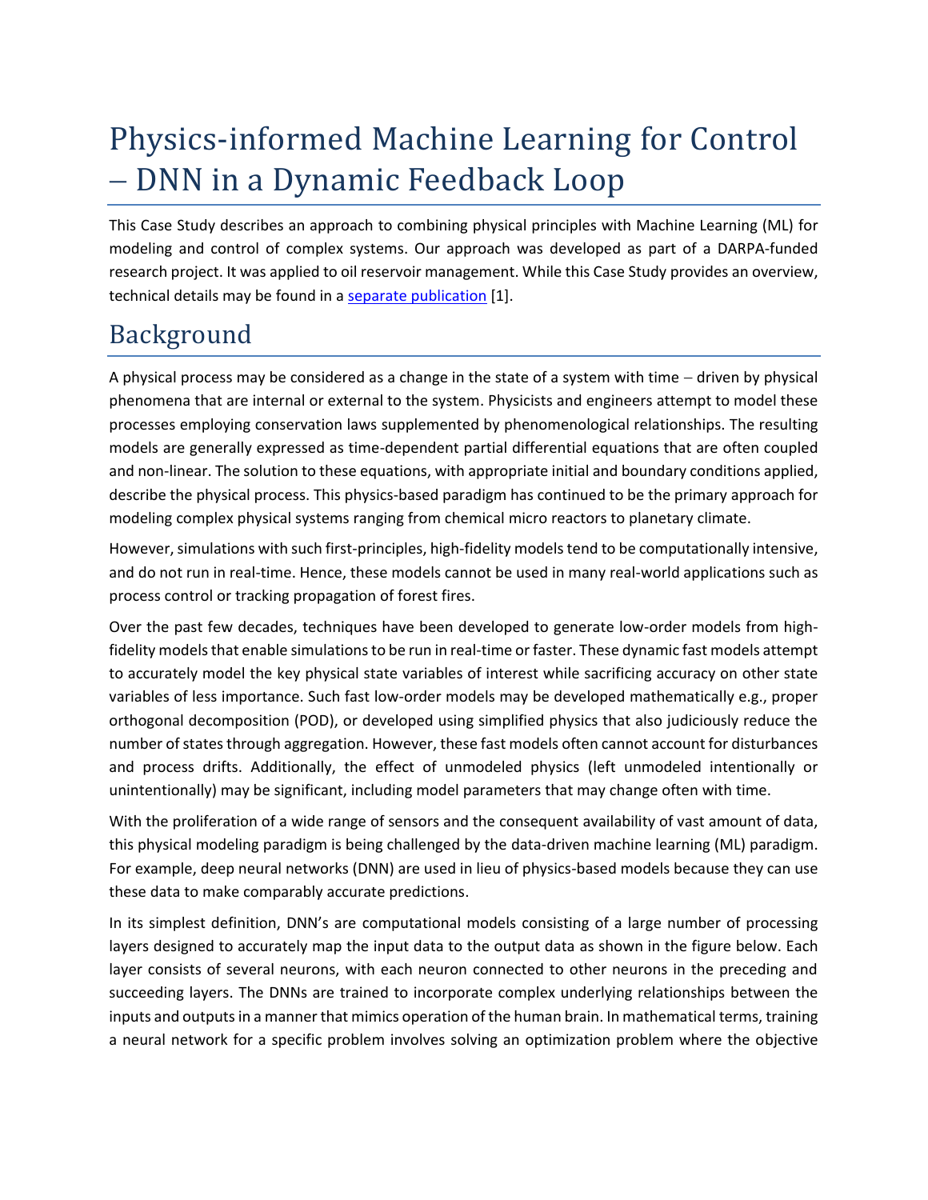# Physics-informed Machine Learning for Control – DNN in a Dynamic Feedback Loop

This Case Study describes an approach to combining physical principles with Machine Learning (ML) for modeling and control of complex systems. Our approach was developed as part of a DARPA-funded research project. It was applied to oil reservoir management. While this Case Study provides an overview, technical details may be found in a separate publication [1].

## Background

A physical process may be considered as a change in the state of a system with time – driven by physical phenomena that are internal or external to the system. Physicists and engineers attempt to model these processes employing conservation laws supplemented by phenomenological relationships. The resulting models are generally expressed as time-dependent partial differential equations that are often coupled and non-linear. The solution to these equations, with appropriate initial and boundary conditions applied, describe the physical process. This physics-based paradigm has continued to be the primary approach for modeling complex physical systems ranging from chemical micro reactors to planetary climate.

However, simulations with such first-principles, high-fidelity models tend to be computationally intensive, and do not run in real-time. Hence, these models cannot be used in many real-world applications such as process control or tracking propagation of forest fires.

Over the past few decades, techniques have been developed to generate low-order models from high-fidelity models that enable simulations to be run in real-time or faster. These dynamic fast models attempt to accurately model the key physical state variables of interest while sacrificing accuracy on other state variables of less importance. Such fast low-order models may be developed mathematically e.g., proper orthogonal decomposition (POD), or developed using simplified physics that also judiciously reduce the number of states through aggregation. However, these fast models often cannot account for disturbances and process drifts. Additionally, the effect of unmodeled physics (left unmodeled intentionally or unintentionally) may be significant, including model parameters that may change often with time.

With the proliferation of a wide range of sensors and the consequent availability of vast amount of data, this physical modeling paradigm is being challenged by the data-driven machine learning (ML) paradigm. For example, deep neural networks (DNN) are used in lieu of physics-based models because they can use these data to make comparably accurate predictions.

In its simplest definition, DNN's are computational models consisting of a large number of processing layers designed to accurately map the input data to the output data as shown in the figure below. Each layer consists of several neurons, with each neuron connected to other neurons in the preceding and succeeding layers. The DNNs are trained to incorporate complex underlying relationships between the inputs and outputs in a manner that mimics operation of the human brain. In mathematical terms, training a neural network for a specific problem involves solving an optimization problem where the objective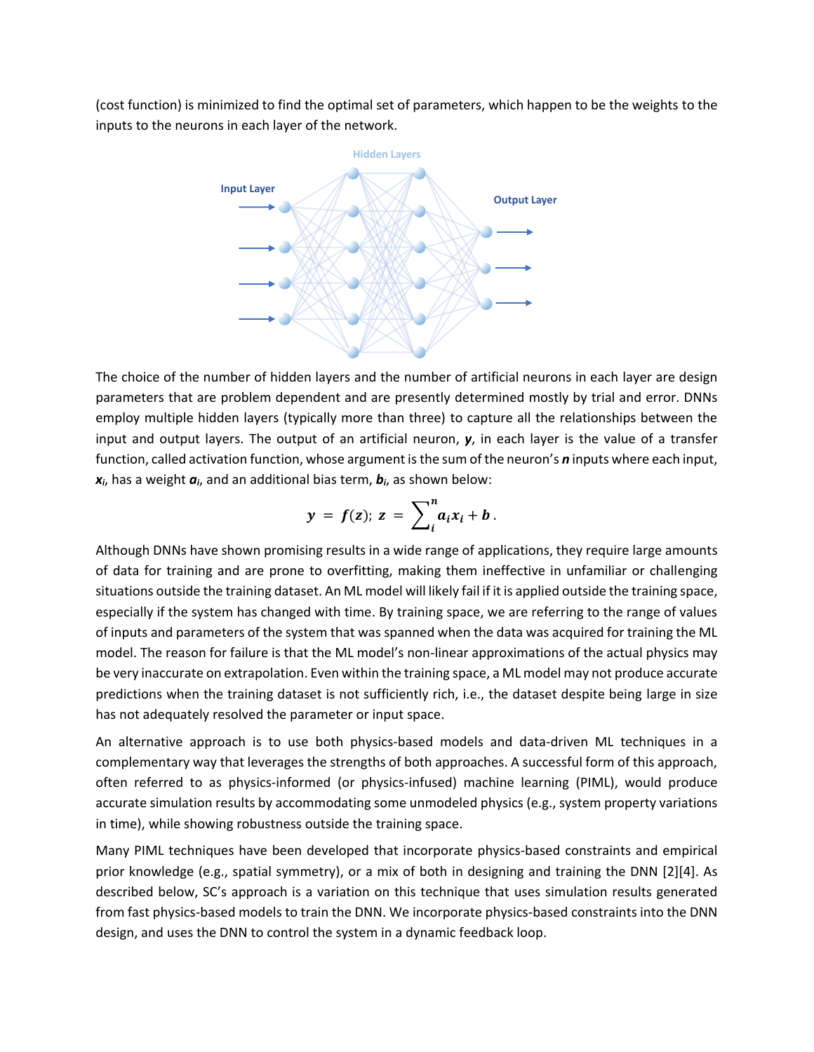(cost function) is minimized to find the optimal set of parameters, which happen to be the weights to the inputs to the neurons in each layer of the network.

The choice of the number of hidden layers and the number of artificial neurons in each layer are design parameters that are problem dependent and are presently determined mostly by trial and error. DNNs employ multiple hidden layers (typically more than three) to capture all the relationships between the input and output layers. The output of an artificial neuron, $\boldsymbol{y}$, in each layer is the value of a transfer function, called activation function, whose argument is the sum of the neuron's $\boldsymbol{n}$ inputs where each input, $\boldsymbol{x_i}$, has a weight $\boldsymbol{a_i}$, and an additional bias term, $\boldsymbol{b_i}$, as shown below:

$$\boldsymbol{y} = \boldsymbol{f}(\boldsymbol{z}); \ \boldsymbol{z} = \sum_{i}^{n} \boldsymbol{a_i} \boldsymbol{x_i} + \boldsymbol{b}\,.$$

Although DNNs have shown promising results in a wide range of applications, they require large amounts of data for training and are prone to overfitting, making them ineffective in unfamiliar or challenging situations outside the training dataset. An ML model will likely fail if it is applied outside the training space, especially if the system has changed with time. By training space, we are referring to the range of values of inputs and parameters of the system that was spanned when the data was acquired for training the ML model. The reason for failure is that the ML model's non-linear approximations of the actual physics may be very inaccurate on extrapolation. Even within the training space, a ML model may not produce accurate predictions when the training dataset is not sufficiently rich, i.e., the dataset despite being large in size has not adequately resolved the parameter or input space.

An alternative approach is to use both physics-based models and data-driven ML techniques in a complementary way that leverages the strengths of both approaches. A successful form of this approach, often referred to as physics-informed (or physics-infused) machine learning (PIML), would produce accurate simulation results by accommodating some unmodeled physics (e.g., system property variations in time), while showing robustness outside the training space.

Many PIML techniques have been developed that incorporate physics-based constraints and empirical prior knowledge (e.g., spatial symmetry), or a mix of both in designing and training the DNN [2][4]. As described below, SC's approach is a variation on this technique that uses simulation results generated from fast physics-based models to train the DNN. We incorporate physics-based constraints into the DNN design, and uses the DNN to control the system in a dynamic feedback loop.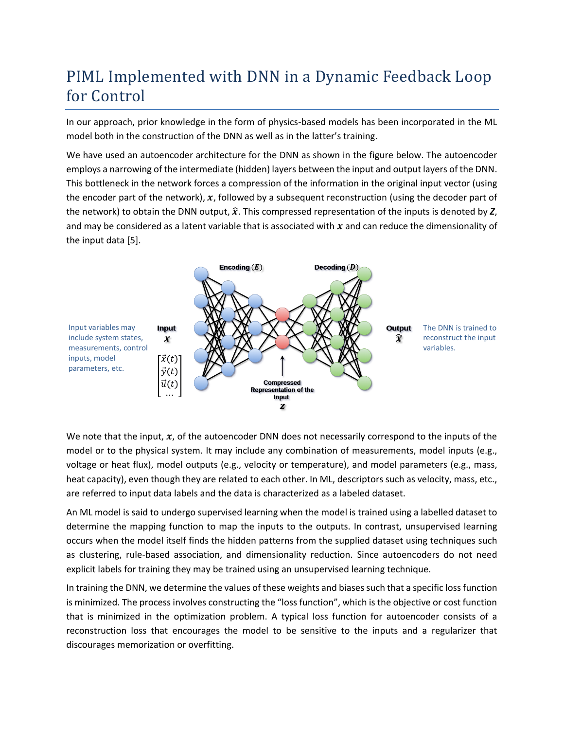# PIML Implemented with DNN in a Dynamic Feedback Loop for Control

In our approach, prior knowledge in the form of physics-based models has been incorporated in the ML model both in the construction of the DNN as well as in the latter's training.

We have used an autoencoder architecture for the DNN as shown in the figure below. The autoencoder employs a narrowing of the intermediate (hidden) layers between the input and output layers of the DNN. This bottleneck in the network forces a compression of the information in the original input vector (using the encoder part of the network), $\boldsymbol{x}$, followed by a subsequent reconstruction (using the decoder part of the network) to obtain the DNN output, $\hat{\boldsymbol{x}}$. This compressed representation of the inputs is denoted by $\boldsymbol{Z}$, and may be considered as a latent variable that is associated with $\boldsymbol{x}$ and can reduce the dimensionality of the input data [5].

Input variables may include system states, measurements, control inputs, model parameters, etc.

Input $\boldsymbol{x}$ $\begin{bmatrix} \vec{x}(t) \\ \vec{y}(t) \\ \vec{u}(t) \\ \dots \end{bmatrix}$

Encoding ($\boldsymbol{E}$) — Compressed Representation of the Input $\boldsymbol{z}$ — Decoding ($\boldsymbol{D}$)

Output $\hat{\boldsymbol{x}}$

The DNN is trained to reconstruct the input variables.

We note that the input, $\boldsymbol{x}$, of the autoencoder DNN does not necessarily correspond to the inputs of the model or to the physical system. It may include any combination of measurements, model inputs (e.g., voltage or heat flux), model outputs (e.g., velocity or temperature), and model parameters (e.g., mass, heat capacity), even though they are related to each other. In ML, descriptors such as velocity, mass, etc., are referred to input data labels and the data is characterized as a labeled dataset.

An ML model is said to undergo supervised learning when the model is trained using a labelled dataset to determine the mapping function to map the inputs to the outputs. In contrast, unsupervised learning occurs when the model itself finds the hidden patterns from the supplied dataset using techniques such as clustering, rule-based association, and dimensionality reduction. Since autoencoders do not need explicit labels for training they may be trained using an unsupervised learning technique.

In training the DNN, we determine the values of these weights and biases such that a specific loss function is minimized. The process involves constructing the "loss function", which is the objective or cost function that is minimized in the optimization problem. A typical loss function for autoencoder consists of a reconstruction loss that encourages the model to be sensitive to the inputs and a regularizer that discourages memorization or overfitting.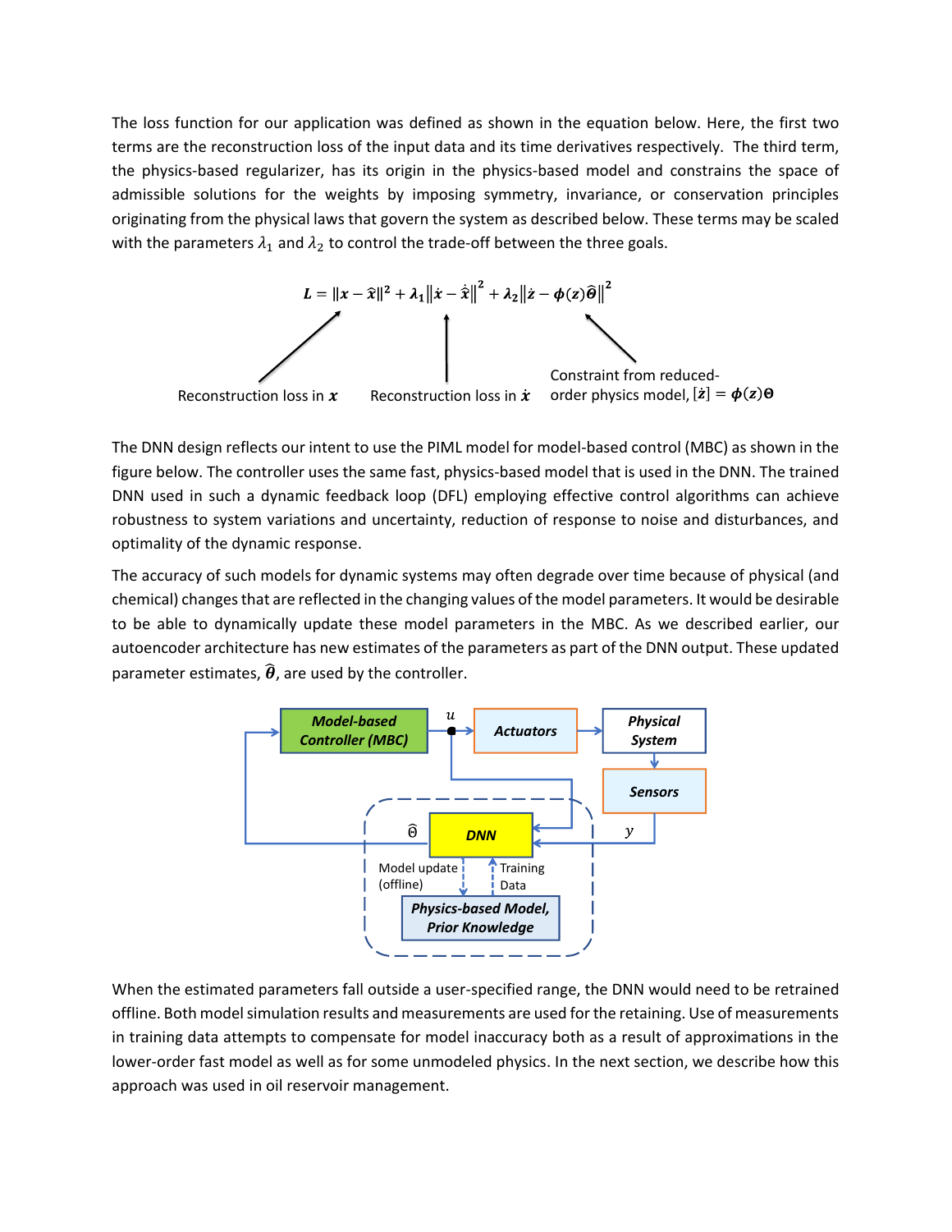The loss function for our application was defined as shown in the equation below. Here, the first two terms are the reconstruction loss of the input data and its time derivatives respectively. The third term, the physics-based regularizer, has its origin in the physics-based model and constrains the space of admissible solutions for the weights by imposing symmetry, invariance, or conservation principles originating from the physical laws that govern the system as described below. These terms may be scaled with the parameters $\lambda_1$ and $\lambda_2$ to control the trade-off between the three goals.

$$\boldsymbol{L} = \|\boldsymbol{x} - \hat{\boldsymbol{x}}\|^2 + \boldsymbol{\lambda_1}\|\dot{\boldsymbol{x}} - \dot{\hat{\boldsymbol{x}}}\|^2 + \boldsymbol{\lambda_2}\|\dot{\boldsymbol{z}} - \boldsymbol{\phi}(\boldsymbol{z})\hat{\boldsymbol{\theta}}\|^2$$

Reconstruction loss in $\boldsymbol{x}$ — Reconstruction loss in $\dot{\boldsymbol{x}}$ — Constraint from reduced-order physics model, $[\dot{\boldsymbol{z}}] = \boldsymbol{\phi}(\boldsymbol{z})\boldsymbol{\Theta}$

The DNN design reflects our intent to use the PIML model for model-based control (MBC) as shown in the figure below. The controller uses the same fast, physics-based model that is used in the DNN. The trained DNN used in such a dynamic feedback loop (DFL) employing effective control algorithms can achieve robustness to system variations and uncertainty, reduction of response to noise and disturbances, and optimality of the dynamic response.

The accuracy of such models for dynamic systems may often degrade over time because of physical (and chemical) changes that are reflected in the changing values of the model parameters. It would be desirable to be able to dynamically update these model parameters in the MBC. As we described earlier, our autoencoder architecture has new estimates of the parameters as part of the DNN output. These updated parameter estimates, $\hat{\boldsymbol{\theta}}$, are used by the controller.

When the estimated parameters fall outside a user-specified range, the DNN would need to be retrained offline. Both model simulation results and measurements are used for the retaining. Use of measurements in training data attempts to compensate for model inaccuracy both as a result of approximations in the lower-order fast model as well as for some unmodeled physics. In the next section, we describe how this approach was used in oil reservoir management.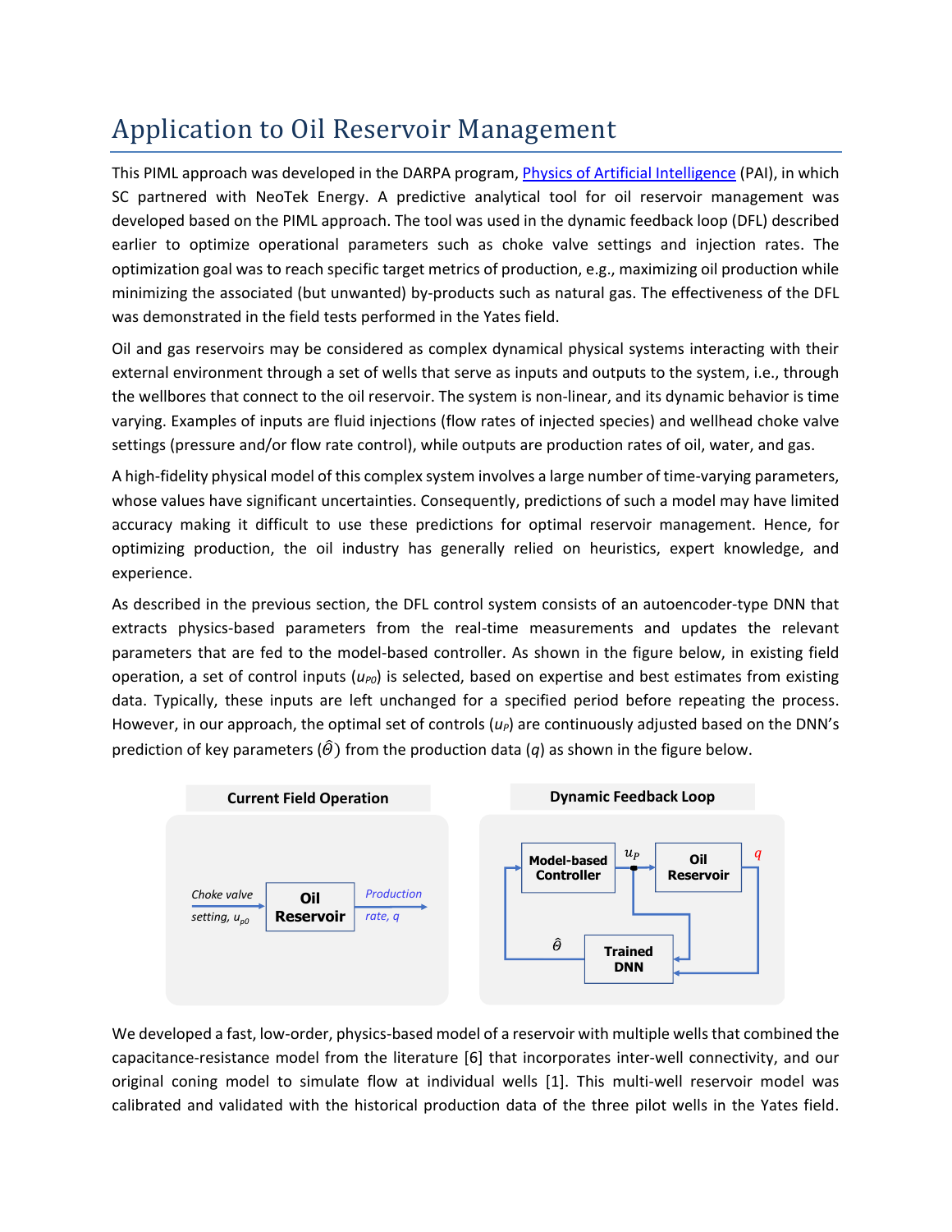# Application to Oil Reservoir Management

This PIML approach was developed in the DARPA program, Physics of Artificial Intelligence (PAI), in which SC partnered with NeoTek Energy. A predictive analytical tool for oil reservoir management was developed based on the PIML approach. The tool was used in the dynamic feedback loop (DFL) described earlier to optimize operational parameters such as choke valve settings and injection rates. The optimization goal was to reach specific target metrics of production, e.g., maximizing oil production while minimizing the associated (but unwanted) by-products such as natural gas. The effectiveness of the DFL was demonstrated in the field tests performed in the Yates field.

Oil and gas reservoirs may be considered as complex dynamical physical systems interacting with their external environment through a set of wells that serve as inputs and outputs to the system, i.e., through the wellbores that connect to the oil reservoir. The system is non-linear, and its dynamic behavior is time varying. Examples of inputs are fluid injections (flow rates of injected species) and wellhead choke valve settings (pressure and/or flow rate control), while outputs are production rates of oil, water, and gas.

A high-fidelity physical model of this complex system involves a large number of time-varying parameters, whose values have significant uncertainties. Consequently, predictions of such a model may have limited accuracy making it difficult to use these predictions for optimal reservoir management. Hence, for optimizing production, the oil industry has generally relied on heuristics, expert knowledge, and experience.

As described in the previous section, the DFL control system consists of an autoencoder-type DNN that extracts physics-based parameters from the real-time measurements and updates the relevant parameters that are fed to the model-based controller. As shown in the figure below, in existing field operation, a set of control inputs ($u_{P0}$) is selected, based on expertise and best estimates from existing data. Typically, these inputs are left unchanged for a specified period before repeating the process. However, in our approach, the optimal set of controls ($u_P$) are continuously adjusted based on the DNN's prediction of key parameters ($\hat{\theta}$) from the production data ($q$) as shown in the figure below.

**Current Field Operation**

Choke valve setting, $u_{p0}$ → **Oil Reservoir** → Production rate, $q$

**Dynamic Feedback Loop**

**Model-based Controller** → $u_P$ → **Oil Reservoir** → $q$ → **Trained DNN** → $\hat{\theta}$ → **Model-based Controller**

We developed a fast, low-order, physics-based model of a reservoir with multiple wells that combined the capacitance-resistance model from the literature [6] that incorporates inter-well connectivity, and our original coning model to simulate flow at individual wells [1]. This multi-well reservoir model was calibrated and validated with the historical production data of the three pilot wells in the Yates field.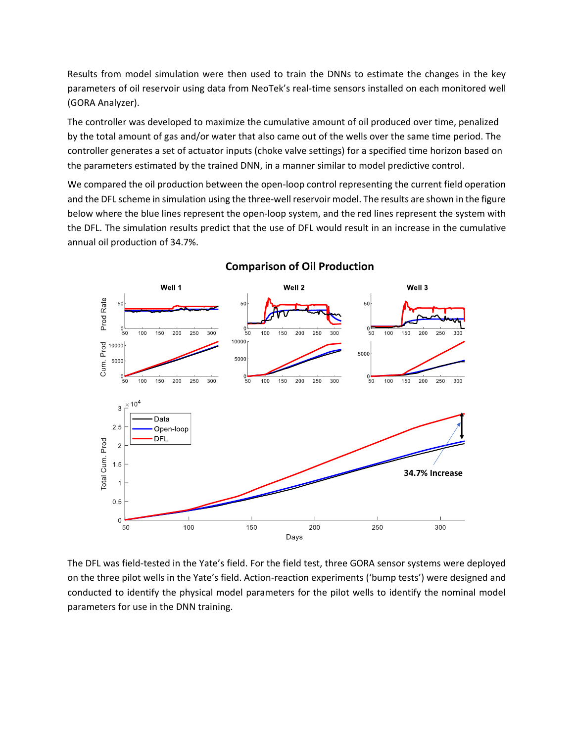Results from model simulation were then used to train the DNNs to estimate the changes in the key parameters of oil reservoir using data from NeoTek's real-time sensors installed on each monitored well (GORA Analyzer).

The controller was developed to maximize the cumulative amount of oil produced over time, penalized by the total amount of gas and/or water that also came out of the wells over the same time period. The controller generates a set of actuator inputs (choke valve settings) for a specified time horizon based on the parameters estimated by the trained DNN, in a manner similar to model predictive control.

We compared the oil production between the open-loop control representing the current field operation and the DFL scheme in simulation using the three-well reservoir model. The results are shown in the figure below where the blue lines represent the open-loop system, and the red lines represent the system with the DFL. The simulation results predict that the use of DFL would result in an increase in the cumulative annual oil production of 34.7%.

**Comparison of Oil Production**

The DFL was field-tested in the Yate's field. For the field test, three GORA sensor systems were deployed on the three pilot wells in the Yate's field. Action-reaction experiments ('bump tests') were designed and conducted to identify the physical model parameters for the pilot wells to identify the nominal model parameters for use in the DNN training.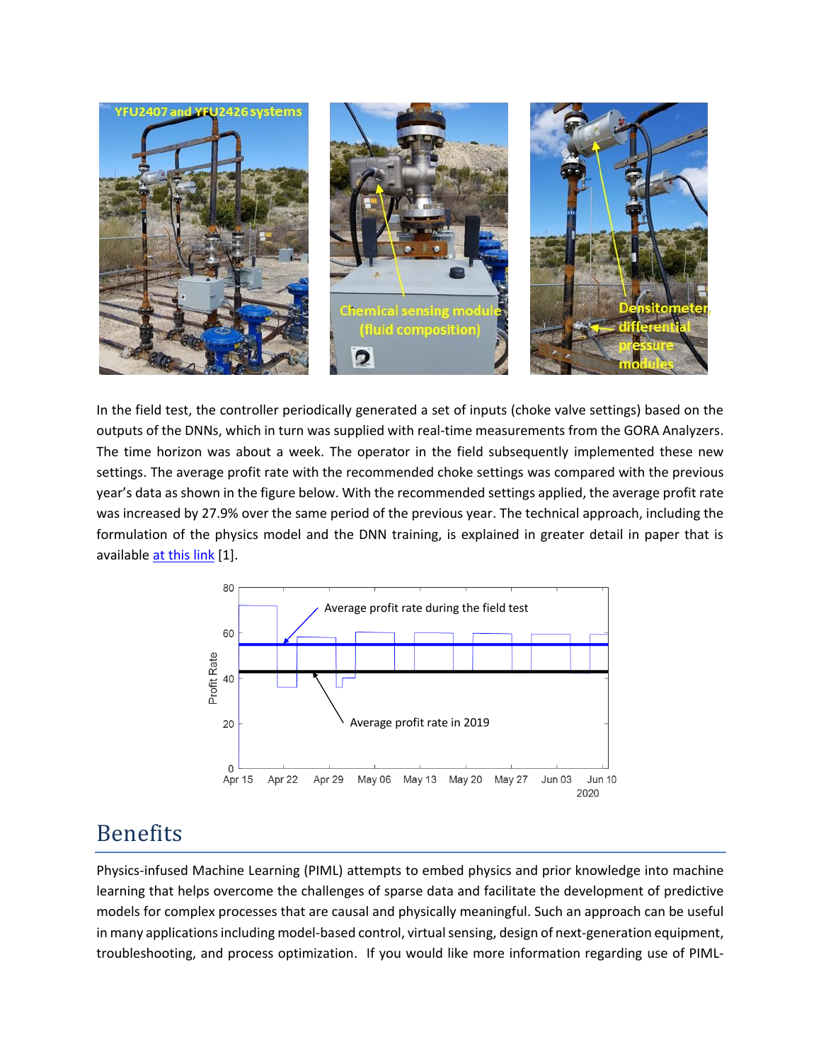In the field test, the controller periodically generated a set of inputs (choke valve settings) based on the outputs of the DNNs, which in turn was supplied with real-time measurements from the GORA Analyzers. The time horizon was about a week. The operator in the field subsequently implemented these new settings. The average profit rate with the recommended choke settings was compared with the previous year's data as shown in the figure below. With the recommended settings applied, the average profit rate was increased by 27.9% over the same period of the previous year. The technical approach, including the formulation of the physics model and the DNN training, is explained in greater detail in paper that is available at this link [1].

## Benefits

Physics-infused Machine Learning (PIML) attempts to embed physics and prior knowledge into machine learning that helps overcome the challenges of sparse data and facilitate the development of predictive models for complex processes that are causal and physically meaningful. Such an approach can be useful in many applications including model-based control, virtual sensing, design of next-generation equipment, troubleshooting, and process optimization. If you would like more information regarding use of PIML-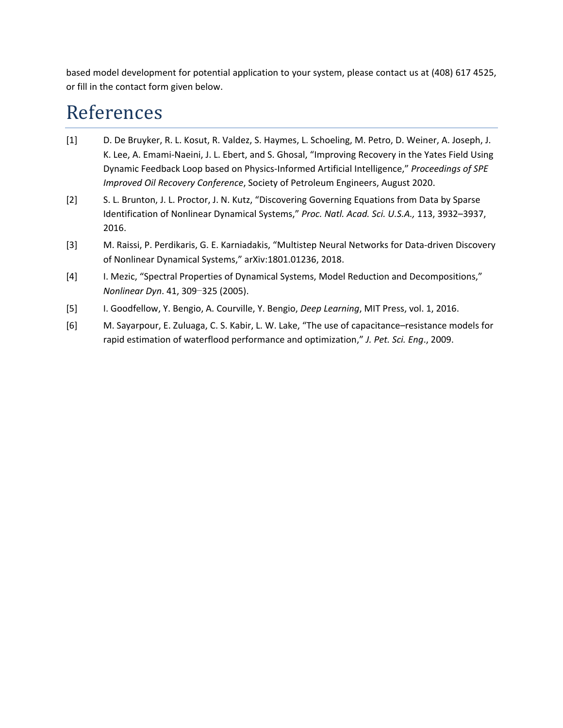based model development for potential application to your system, please contact us at (408) 617 4525, or fill in the contact form given below.

# References

[1] D. De Bruyker, R. L. Kosut, R. Valdez, S. Haymes, L. Schoeling, M. Petro, D. Weiner, A. Joseph, J. K. Lee, A. Emami-Naeini, J. L. Ebert, and S. Ghosal, "Improving Recovery in the Yates Field Using Dynamic Feedback Loop based on Physics-Informed Artificial Intelligence," *Proceedings of SPE Improved Oil Recovery Conference*, Society of Petroleum Engineers, August 2020.

[2] S. L. Brunton, J. L. Proctor, J. N. Kutz, "Discovering Governing Equations from Data by Sparse Identification of Nonlinear Dynamical Systems," *Proc. Natl. Acad. Sci. U.S.A.,* 113, 3932–3937, 2016.

[3] M. Raissi, P. Perdikaris, G. E. Karniadakis, "Multistep Neural Networks for Data-driven Discovery of Nonlinear Dynamical Systems," arXiv:1801.01236, 2018.

[4] I. Mezic, "Spectral Properties of Dynamical Systems, Model Reduction and Decompositions," *Nonlinear Dyn*. 41, 309–325 (2005).

[5] I. Goodfellow, Y. Bengio, A. Courville, Y. Bengio, *Deep Learning*, MIT Press, vol. 1, 2016.

[6] M. Sayarpour, E. Zuluaga, C. S. Kabir, L. W. Lake, "The use of capacitance–resistance models for rapid estimation of waterflood performance and optimization," *J. Pet. Sci. Eng*., 2009.